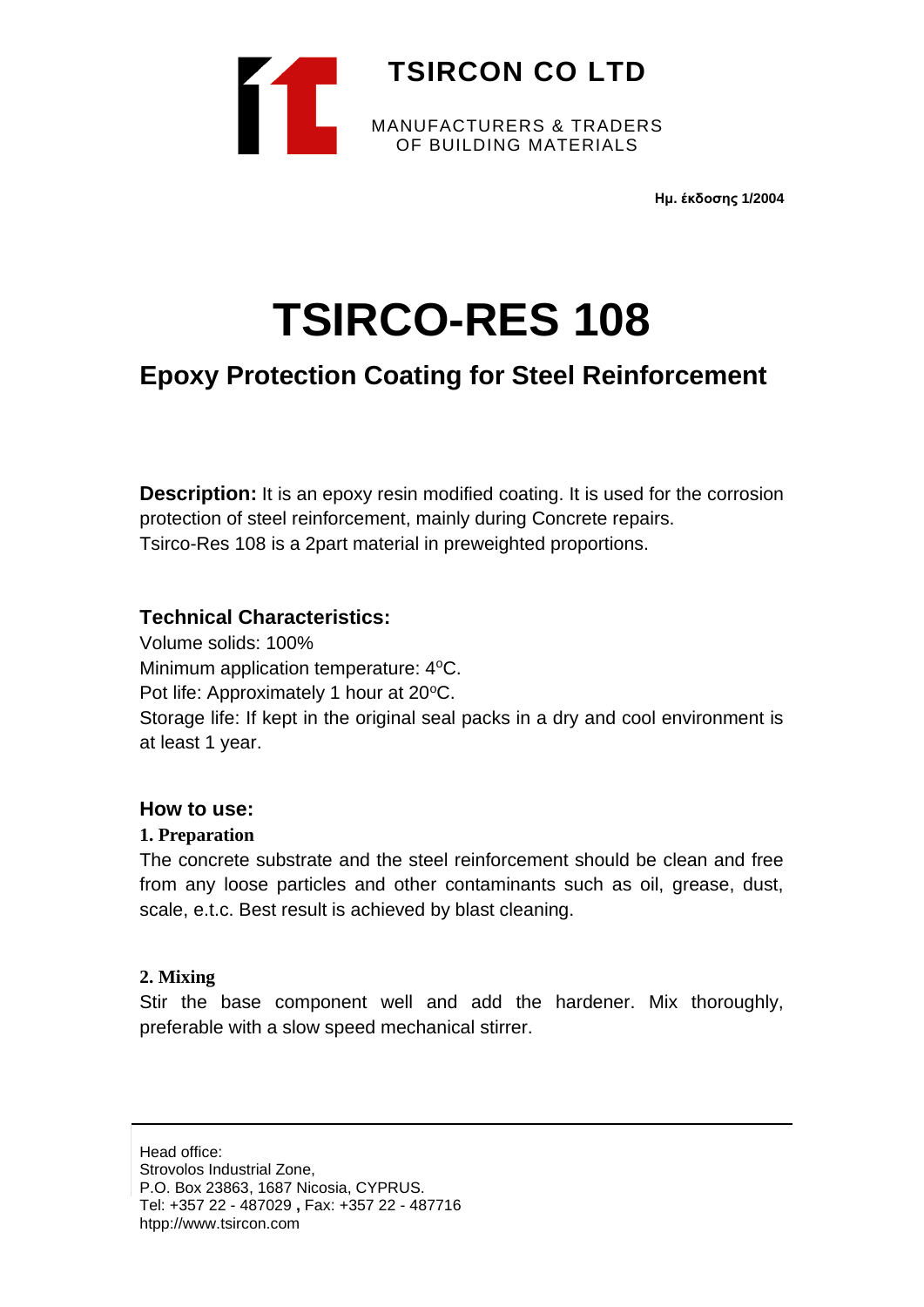**TSIRCON CO LTD**

MANUFACTURERS & TRADERS
OF BUILDING MATERIALS

**Ημ. έκδοσης 1/2004**

# TSIRCO-RES 108

## Epoxy Protection Coating for Steel Reinforcement

**Description:** It is an epoxy resin modified coating. It is used for the corrosion protection of steel reinforcement, mainly during Concrete repairs.
Tsirco-Res 108 is a 2part material in preweighted proportions.

### Technical Characteristics:

Volume solids: 100%
Minimum application temperature: 4$^{o}$C.
Pot life: Approximately 1 hour at 20$^{o}$C.
Storage life: If kept in the original seal packs in a dry and cool environment is at least 1 year.

### How to use:

**1. Preparation**

The concrete substrate and the steel reinforcement should be clean and free from any loose particles and other contaminants such as oil, grease, dust, scale, e.t.c. Best result is achieved by blast cleaning.

**2. Mixing**

Stir the base component well and add the hardener. Mix thoroughly, preferable with a slow speed mechanical stirrer.

Head office:
Strovolos Industrial Zone,
P.O. Box 23863, 1687 Nicosia, CYPRUS.
Tel: +357 22 - 487029 **,** Fax: +357 22 - 487716
htpp://www.tsircon.com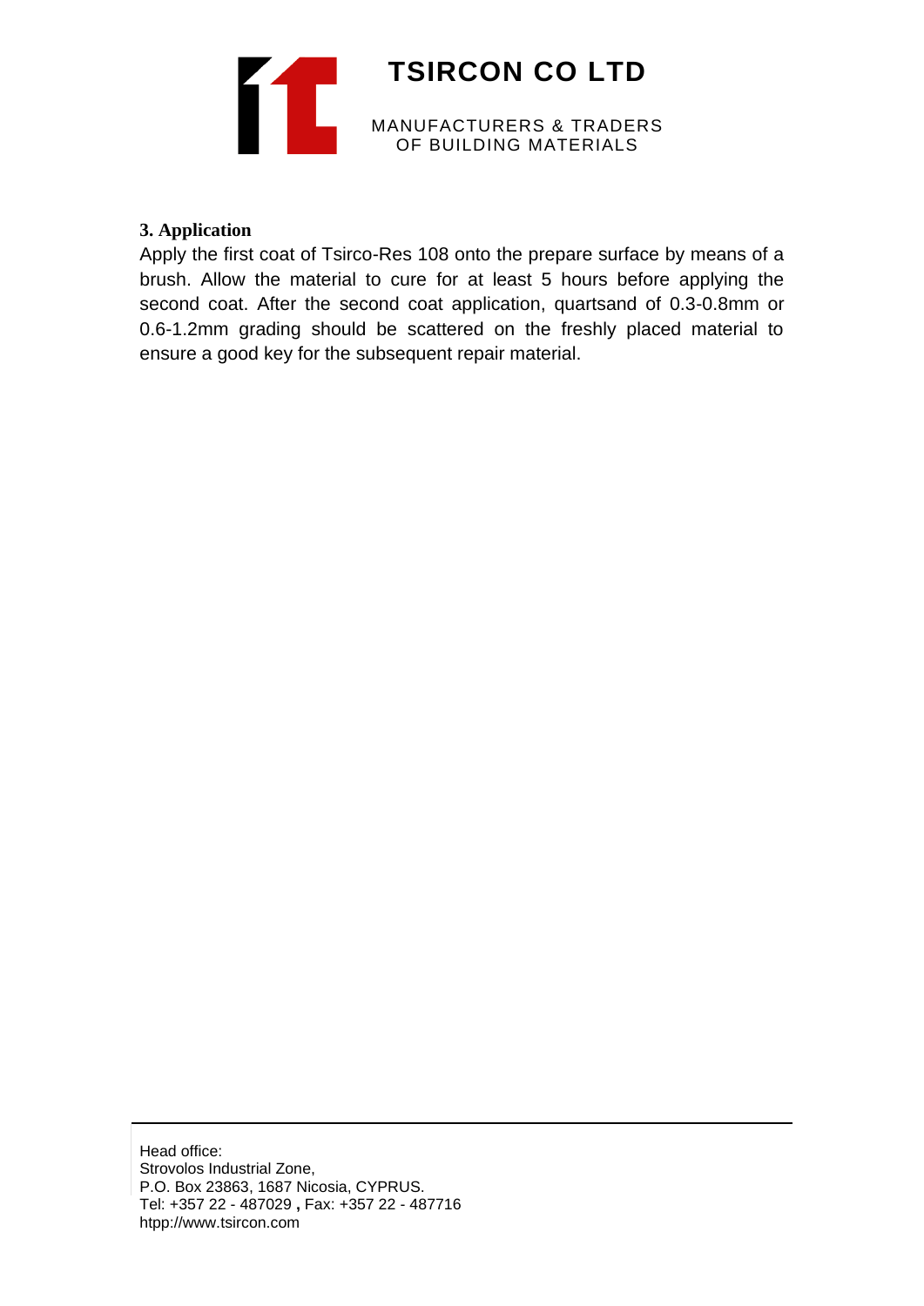### 3. Application

Apply the first coat of Tsirco-Res 108 onto the prepare surface by means of a brush. Allow the material to cure for at least 5 hours before applying the second coat. After the second coat application, quartsand of 0.3-0.8mm or 0.6-1.2mm grading should be scattered on the freshly placed material to ensure a good key for the subsequent repair material.